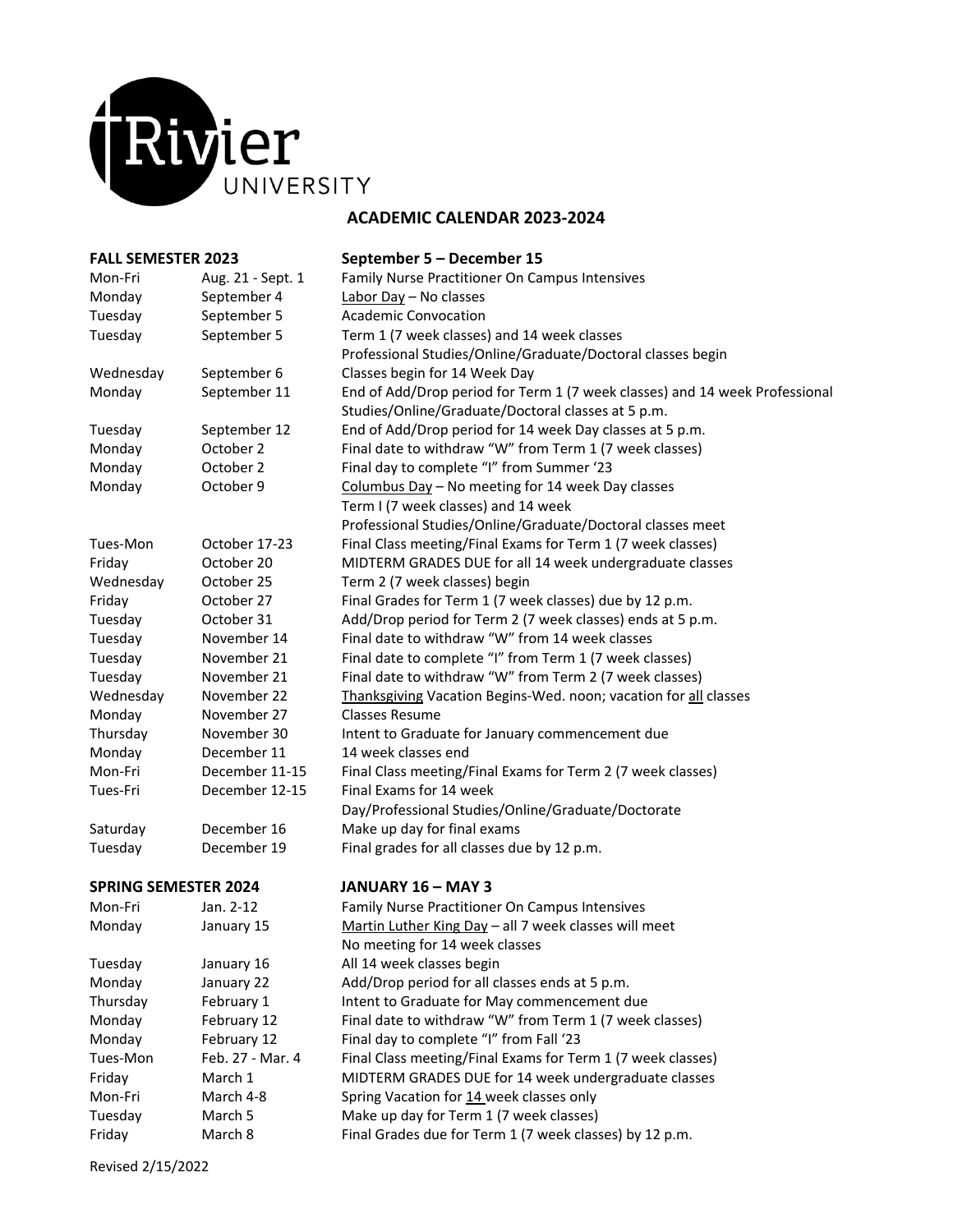# Rivier University

## ACADEMIC CALENDAR 2023-2024

### FALL SEMESTER 2023 — September 5 – December 15

| | | |
|---|---|---|
| Mon-Fri | Aug. 21 - Sept. 1 | Family Nurse Practitioner On Campus Intensives |
| Monday | September 4 | Labor Day – No classes |
| Tuesday | September 5 | Academic Convocation |
| Tuesday | September 5 | Term 1 (7 week classes) and 14 week classes Professional Studies/Online/Graduate/Doctoral classes begin |
| Wednesday | September 6 | Classes begin for 14 Week Day |
| Monday | September 11 | End of Add/Drop period for Term 1 (7 week classes) and 14 week Professional Studies/Online/Graduate/Doctoral classes at 5 p.m. |
| Tuesday | September 12 | End of Add/Drop period for 14 week Day classes at 5 p.m. |
| Monday | October 2 | Final date to withdraw "W" from Term 1 (7 week classes) |
| Monday | October 2 | Final day to complete "I" from Summer '23 |
| Monday | October 9 | Columbus Day – No meeting for 14 week Day classes Term I (7 week classes) and 14 week Professional Studies/Online/Graduate/Doctoral classes meet |
| Tues-Mon | October 17-23 | Final Class meeting/Final Exams for Term 1 (7 week classes) |
| Friday | October 20 | MIDTERM GRADES DUE for all 14 week undergraduate classes |
| Wednesday | October 25 | Term 2 (7 week classes) begin |
| Friday | October 27 | Final Grades for Term 1 (7 week classes) due by 12 p.m. |
| Tuesday | October 31 | Add/Drop period for Term 2 (7 week classes) ends at 5 p.m. |
| Tuesday | November 14 | Final date to withdraw "W" from 14 week classes |
| Tuesday | November 21 | Final date to complete "I" from Term 1 (7 week classes) |
| Tuesday | November 21 | Final date to withdraw "W" from Term 2 (7 week classes) |
| Wednesday | November 22 | Thanksgiving Vacation Begins-Wed. noon; vacation for all classes |
| Monday | November 27 | Classes Resume |
| Thursday | November 30 | Intent to Graduate for January commencement due |
| Monday | December 11 | 14 week classes end |
| Mon-Fri | December 11-15 | Final Class meeting/Final Exams for Term 2 (7 week classes) |
| Tues-Fri | December 12-15 | Final Exams for 14 week Day/Professional Studies/Online/Graduate/Doctorate |
| Saturday | December 16 | Make up day for final exams |
| Tuesday | December 19 | Final grades for all classes due by 12 p.m. |

### SPRING SEMESTER 2024 — JANUARY 16 – MAY 3

| | | |
|---|---|---|
| Mon-Fri | Jan. 2-12 | Family Nurse Practitioner On Campus Intensives |
| Monday | January 15 | Martin Luther King Day – all 7 week classes will meet No meeting for 14 week classes |
| Tuesday | January 16 | All 14 week classes begin |
| Monday | January 22 | Add/Drop period for all classes ends at 5 p.m. |
| Thursday | February 1 | Intent to Graduate for May commencement due |
| Monday | February 12 | Final date to withdraw "W" from Term 1 (7 week classes) |
| Monday | February 12 | Final day to complete "I" from Fall '23 |
| Tues-Mon | Feb. 27 - Mar. 4 | Final Class meeting/Final Exams for Term 1 (7 week classes) |
| Friday | March 1 | MIDTERM GRADES DUE for 14 week undergraduate classes |
| Mon-Fri | March 4-8 | Spring Vacation for 14 week classes only |
| Tuesday | March 5 | Make up day for Term 1 (7 week classes) |
| Friday | March 8 | Final Grades due for Term 1 (7 week classes) by 12 p.m. |

Revised 2/15/2022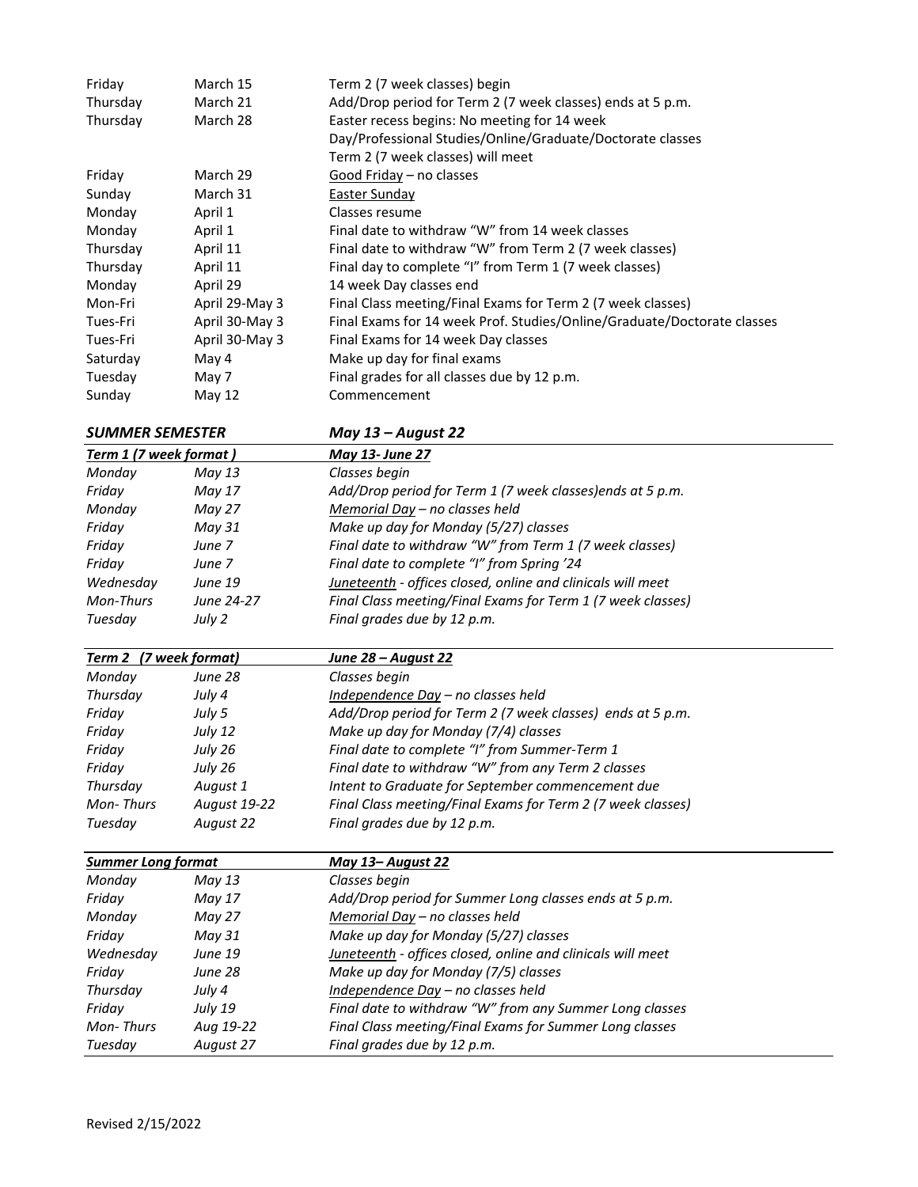| | | |
|---|---|---|
| Friday | March 15 | Term 2 (7 week classes) begin |
| Thursday | March 21 | Add/Drop period for Term 2 (7 week classes) ends at 5 p.m. |
| Thursday | March 28 | Easter recess begins: No meeting for 14 week Day/Professional Studies/Online/Graduate/Doctorate classes Term 2 (7 week classes) will meet |
| Friday | March 29 | Good Friday – no classes |
| Sunday | March 31 | Easter Sunday |
| Monday | April 1 | Classes resume |
| Monday | April 1 | Final date to withdraw "W" from 14 week classes |
| Thursday | April 11 | Final date to withdraw "W" from Term 2 (7 week classes) |
| Thursday | April 11 | Final day to complete "I" from Term 1 (7 week classes) |
| Monday | April 29 | 14 week Day classes end |
| Mon-Fri | April 29-May 3 | Final Class meeting/Final Exams for Term 2 (7 week classes) |
| Tues-Fri | April 30-May 3 | Final Exams for 14 week Prof. Studies/Online/Graduate/Doctorate classes |
| Tues-Fri | April 30-May 3 | Final Exams for 14 week Day classes |
| Saturday | May 4 | Make up day for final exams |
| Tuesday | May 7 | Final grades for all classes due by 12 p.m. |
| Sunday | May 12 | Commencement |

## ***SUMMER SEMESTER*** ***May 13 – August 22***

| ***Term 1 (7 week format )*** | | ***May 13- June 27*** |
|---|---|---|
| *Monday* | *May 13* | *Classes begin* |
| *Friday* | *May 17* | *Add/Drop period for Term 1 (7 week classes)ends at 5 p.m.* |
| *Monday* | *May 27* | *Memorial Day – no classes held* |
| *Friday* | *May 31* | *Make up day for Monday (5/27) classes* |
| *Friday* | *June 7* | *Final date to withdraw "W" from Term 1 (7 week classes)* |
| *Friday* | *June 7* | *Final date to complete "I" from Spring '24* |
| *Wednesday* | *June 19* | *Juneteenth - offices closed, online and clinicals will meet* |
| *Mon-Thurs* | *June 24-27* | *Final Class meeting/Final Exams for Term 1 (7 week classes)* |
| *Tuesday* | *July 2* | *Final grades due by 12 p.m.* |

| ***Term 2 (7 week format)*** | | ***June 28 – August 22*** |
|---|---|---|
| *Monday* | *June 28* | *Classes begin* |
| *Thursday* | *July 4* | *Independence Day – no classes held* |
| *Friday* | *July 5* | *Add/Drop period for Term 2 (7 week classes) ends at 5 p.m.* |
| *Friday* | *July 12* | *Make up day for Monday (7/4) classes* |
| *Friday* | *July 26* | *Final date to complete "I" from Summer-Term 1* |
| *Friday* | *July 26* | *Final date to withdraw "W" from any Term 2 classes* |
| *Thursday* | *August 1* | *Intent to Graduate for September commencement due* |
| *Mon- Thurs* | *August 19-22* | *Final Class meeting/Final Exams for Term 2 (7 week classes)* |
| *Tuesday* | *August 22* | *Final grades due by 12 p.m.* |

| ***Summer Long format*** | | ***May 13– August 22*** |
|---|---|---|
| *Monday* | *May 13* | *Classes begin* |
| *Friday* | *May 17* | *Add/Drop period for Summer Long classes ends at 5 p.m.* |
| *Monday* | *May 27* | *Memorial Day – no classes held* |
| *Friday* | *May 31* | *Make up day for Monday (5/27) classes* |
| *Wednesday* | *June 19* | *Juneteenth - offices closed, online and clinicals will meet* |
| *Friday* | *June 28* | *Make up day for Monday (7/5) classes* |
| *Thursday* | *July 4* | *Independence Day – no classes held* |
| *Friday* | *July 19* | *Final date to withdraw "W" from any Summer Long classes* |
| *Mon- Thurs* | *Aug 19-22* | *Final Class meeting/Final Exams for Summer Long classes* |
| *Tuesday* | *August 27* | *Final grades due by 12 p.m.* |

Revised 2/15/2022